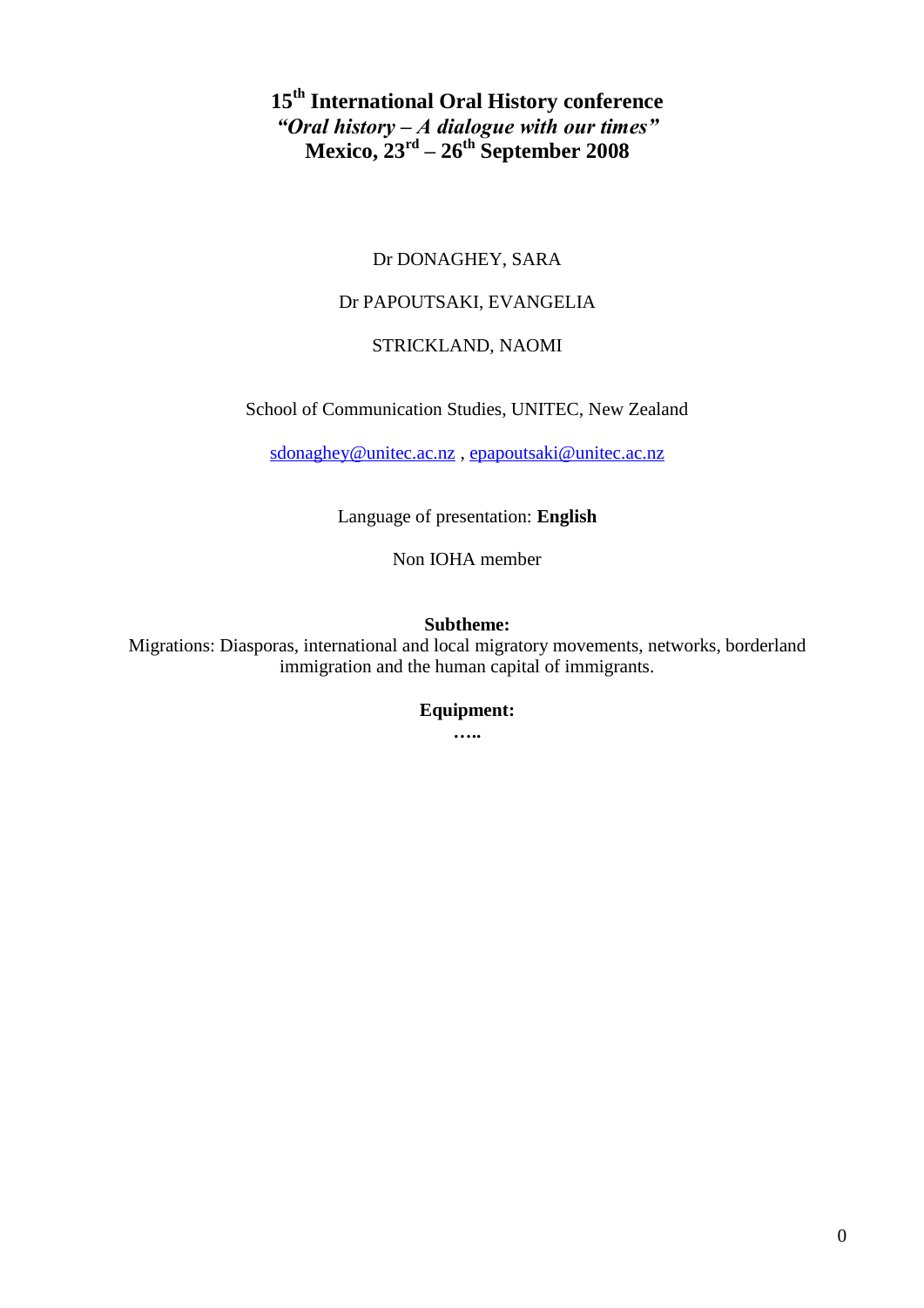# 15th International Oral History conference

## *"Oral history – A dialogue with our times"*

## Mexico, 23rd – 26th September 2008

Dr DONAGHEY, SARA

Dr PAPOUTSAKI, EVANGELIA

STRICKLAND, NAOMI

School of Communication Studies, UNITEC, New Zealand

sdonaghey@unitec.ac.nz , epapoutsaki@unitec.ac.nz

Language of presentation: **English**

Non IOHA member

**Subtheme:**

Migrations: Diasporas, international and local migratory movements, networks, borderland immigration and the human capital of immigrants.

**Equipment:**

**…..**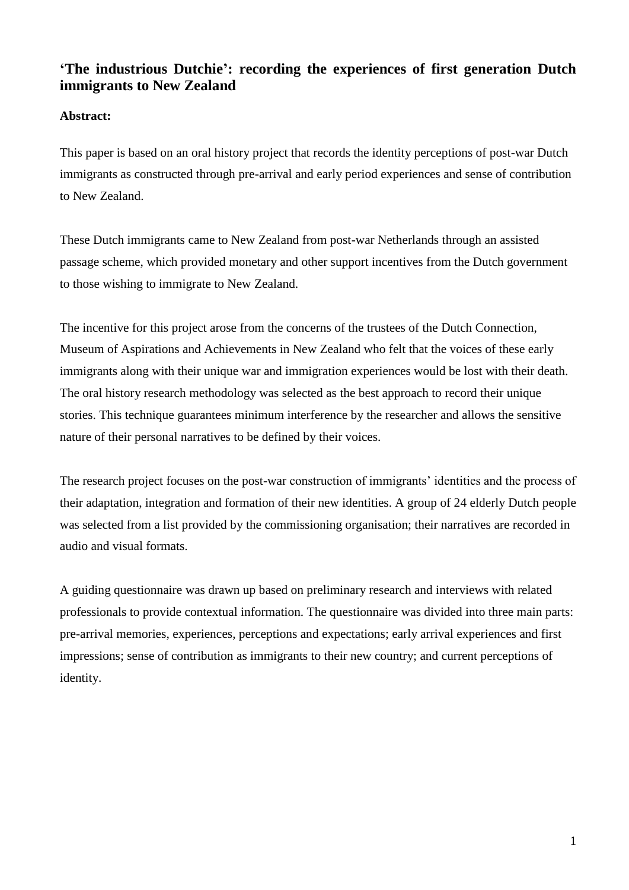## 'The industrious Dutchie': recording the experiences of first generation Dutch immigrants to New Zealand

**Abstract:**

This paper is based on an oral history project that records the identity perceptions of post-war Dutch immigrants as constructed through pre-arrival and early period experiences and sense of contribution to New Zealand.

These Dutch immigrants came to New Zealand from post-war Netherlands through an assisted passage scheme, which provided monetary and other support incentives from the Dutch government to those wishing to immigrate to New Zealand.

The incentive for this project arose from the concerns of the trustees of the Dutch Connection, Museum of Aspirations and Achievements in New Zealand who felt that the voices of these early immigrants along with their unique war and immigration experiences would be lost with their death. The oral history research methodology was selected as the best approach to record their unique stories. This technique guarantees minimum interference by the researcher and allows the sensitive nature of their personal narratives to be defined by their voices.

The research project focuses on the post-war construction of immigrants' identities and the process of their adaptation, integration and formation of their new identities. A group of 24 elderly Dutch people was selected from a list provided by the commissioning organisation; their narratives are recorded in audio and visual formats.

A guiding questionnaire was drawn up based on preliminary research and interviews with related professionals to provide contextual information. The questionnaire was divided into three main parts: pre-arrival memories, experiences, perceptions and expectations; early arrival experiences and first impressions; sense of contribution as immigrants to their new country; and current perceptions of identity.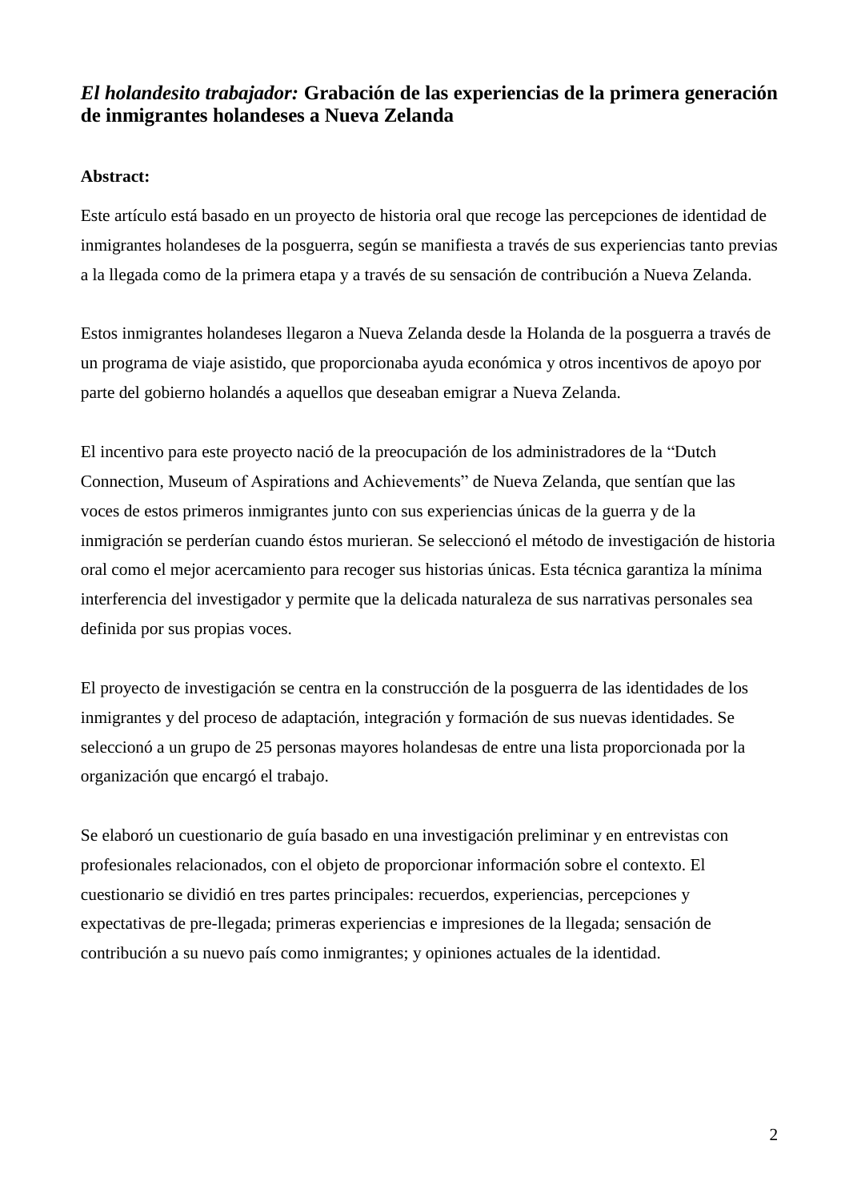# *El holandesito trabajador:* Grabación de las experiencias de la primera generación de inmigrantes holandeses a Nueva Zelanda

**Abstract:**

Este artículo está basado en un proyecto de historia oral que recoge las percepciones de identidad de inmigrantes holandeses de la posguerra, según se manifiesta a través de sus experiencias tanto previas a la llegada como de la primera etapa y a través de su sensación de contribución a Nueva Zelanda.

Estos inmigrantes holandeses llegaron a Nueva Zelanda desde la Holanda de la posguerra a través de un programa de viaje asistido, que proporcionaba ayuda económica y otros incentivos de apoyo por parte del gobierno holandés a aquellos que deseaban emigrar a Nueva Zelanda.

El incentivo para este proyecto nació de la preocupación de los administradores de la "Dutch Connection, Museum of Aspirations and Achievements" de Nueva Zelanda, que sentían que las voces de estos primeros inmigrantes junto con sus experiencias únicas de la guerra y de la inmigración se perderían cuando éstos murieran. Se seleccionó el método de investigación de historia oral como el mejor acercamiento para recoger sus historias únicas. Esta técnica garantiza la mínima interferencia del investigador y permite que la delicada naturaleza de sus narrativas personales sea definida por sus propias voces.

El proyecto de investigación se centra en la construcción de la posguerra de las identidades de los inmigrantes y del proceso de adaptación, integración y formación de sus nuevas identidades. Se seleccionó a un grupo de 25 personas mayores holandesas de entre una lista proporcionada por la organización que encargó el trabajo.

Se elaboró un cuestionario de guía basado en una investigación preliminar y en entrevistas con profesionales relacionados, con el objeto de proporcionar información sobre el contexto. El cuestionario se dividió en tres partes principales: recuerdos, experiencias, percepciones y expectativas de pre-llegada; primeras experiencias e impresiones de la llegada; sensación de contribución a su nuevo país como inmigrantes; y opiniones actuales de la identidad.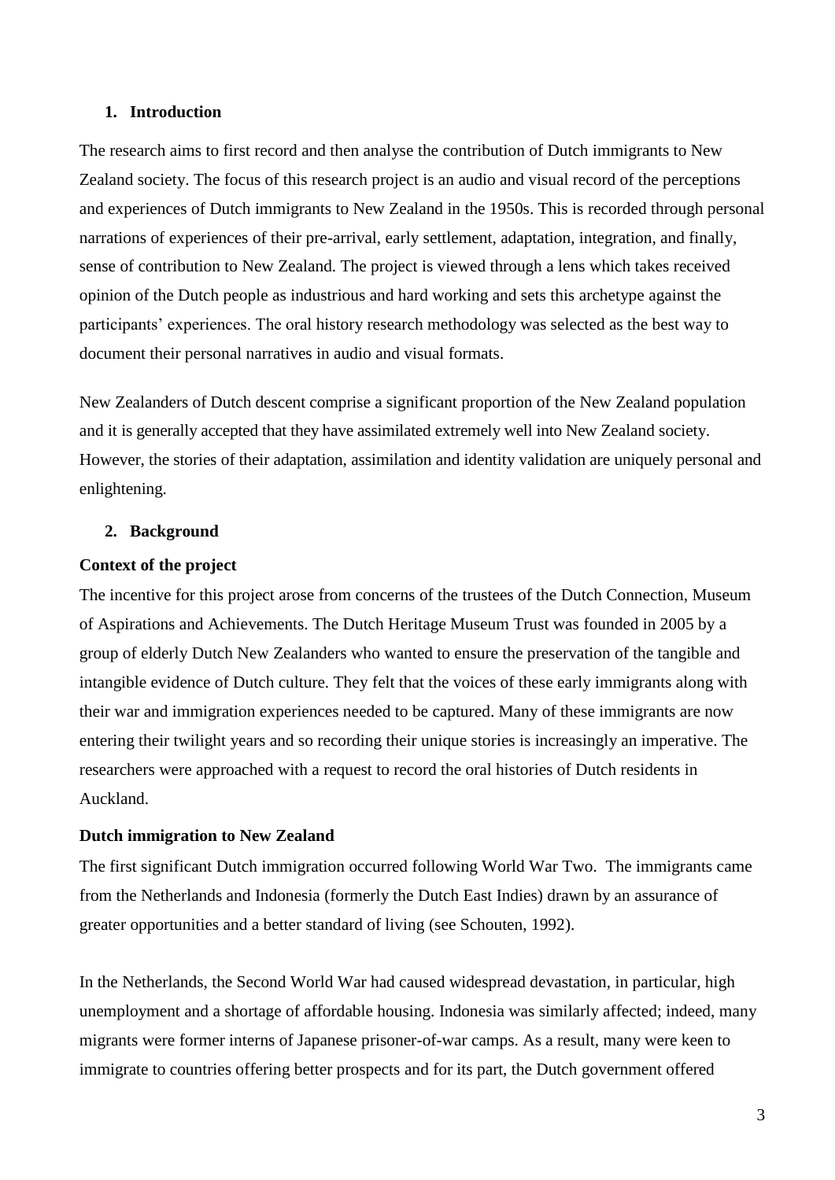## 1. Introduction

The research aims to first record and then analyse the contribution of Dutch immigrants to New Zealand society. The focus of this research project is an audio and visual record of the perceptions and experiences of Dutch immigrants to New Zealand in the 1950s. This is recorded through personal narrations of experiences of their pre-arrival, early settlement, adaptation, integration, and finally, sense of contribution to New Zealand. The project is viewed through a lens which takes received opinion of the Dutch people as industrious and hard working and sets this archetype against the participants' experiences. The oral history research methodology was selected as the best way to document their personal narratives in audio and visual formats.

New Zealanders of Dutch descent comprise a significant proportion of the New Zealand population and it is generally accepted that they have assimilated extremely well into New Zealand society. However, the stories of their adaptation, assimilation and identity validation are uniquely personal and enlightening.

## 2. Background

### Context of the project

The incentive for this project arose from concerns of the trustees of the Dutch Connection, Museum of Aspirations and Achievements. The Dutch Heritage Museum Trust was founded in 2005 by a group of elderly Dutch New Zealanders who wanted to ensure the preservation of the tangible and intangible evidence of Dutch culture. They felt that the voices of these early immigrants along with their war and immigration experiences needed to be captured. Many of these immigrants are now entering their twilight years and so recording their unique stories is increasingly an imperative. The researchers were approached with a request to record the oral histories of Dutch residents in Auckland.

### Dutch immigration to New Zealand

The first significant Dutch immigration occurred following World War Two. The immigrants came from the Netherlands and Indonesia (formerly the Dutch East Indies) drawn by an assurance of greater opportunities and a better standard of living (see Schouten, 1992).

In the Netherlands, the Second World War had caused widespread devastation, in particular, high unemployment and a shortage of affordable housing. Indonesia was similarly affected; indeed, many migrants were former interns of Japanese prisoner-of-war camps. As a result, many were keen to immigrate to countries offering better prospects and for its part, the Dutch government offered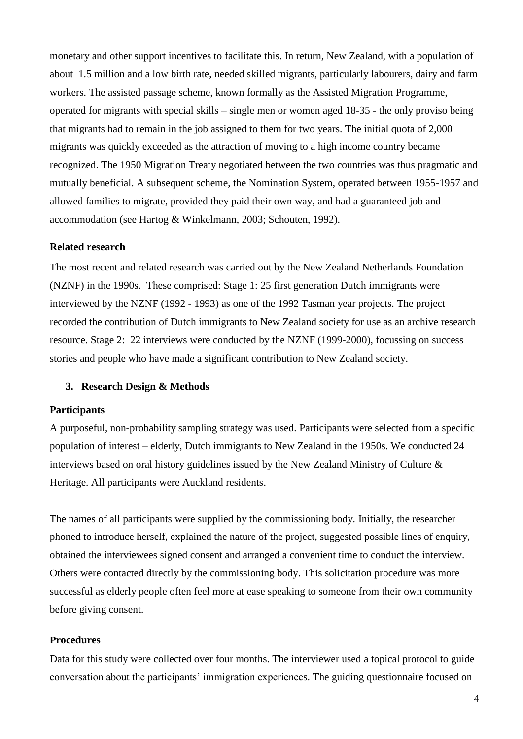monetary and other support incentives to facilitate this. In return, New Zealand, with a population of about 1.5 million and a low birth rate, needed skilled migrants, particularly labourers, dairy and farm workers. The assisted passage scheme, known formally as the Assisted Migration Programme, operated for migrants with special skills – single men or women aged 18-35 - the only proviso being that migrants had to remain in the job assigned to them for two years. The initial quota of 2,000 migrants was quickly exceeded as the attraction of moving to a high income country became recognized. The 1950 Migration Treaty negotiated between the two countries was thus pragmatic and mutually beneficial. A subsequent scheme, the Nomination System, operated between 1955-1957 and allowed families to migrate, provided they paid their own way, and had a guaranteed job and accommodation (see Hartog & Winkelmann, 2003; Schouten, 1992).

**Related research**

The most recent and related research was carried out by the New Zealand Netherlands Foundation (NZNF) in the 1990s. These comprised: Stage 1: 25 first generation Dutch immigrants were interviewed by the NZNF (1992 - 1993) as one of the 1992 Tasman year projects. The project recorded the contribution of Dutch immigrants to New Zealand society for use as an archive research resource. Stage 2: 22 interviews were conducted by the NZNF (1999-2000), focussing on success stories and people who have made a significant contribution to New Zealand society.

## 3. Research Design & Methods

**Participants**

A purposeful, non-probability sampling strategy was used. Participants were selected from a specific population of interest – elderly, Dutch immigrants to New Zealand in the 1950s. We conducted 24 interviews based on oral history guidelines issued by the New Zealand Ministry of Culture & Heritage. All participants were Auckland residents.

The names of all participants were supplied by the commissioning body. Initially, the researcher phoned to introduce herself, explained the nature of the project, suggested possible lines of enquiry, obtained the interviewees signed consent and arranged a convenient time to conduct the interview. Others were contacted directly by the commissioning body. This solicitation procedure was more successful as elderly people often feel more at ease speaking to someone from their own community before giving consent.

**Procedures**

Data for this study were collected over four months. The interviewer used a topical protocol to guide conversation about the participants' immigration experiences. The guiding questionnaire focused on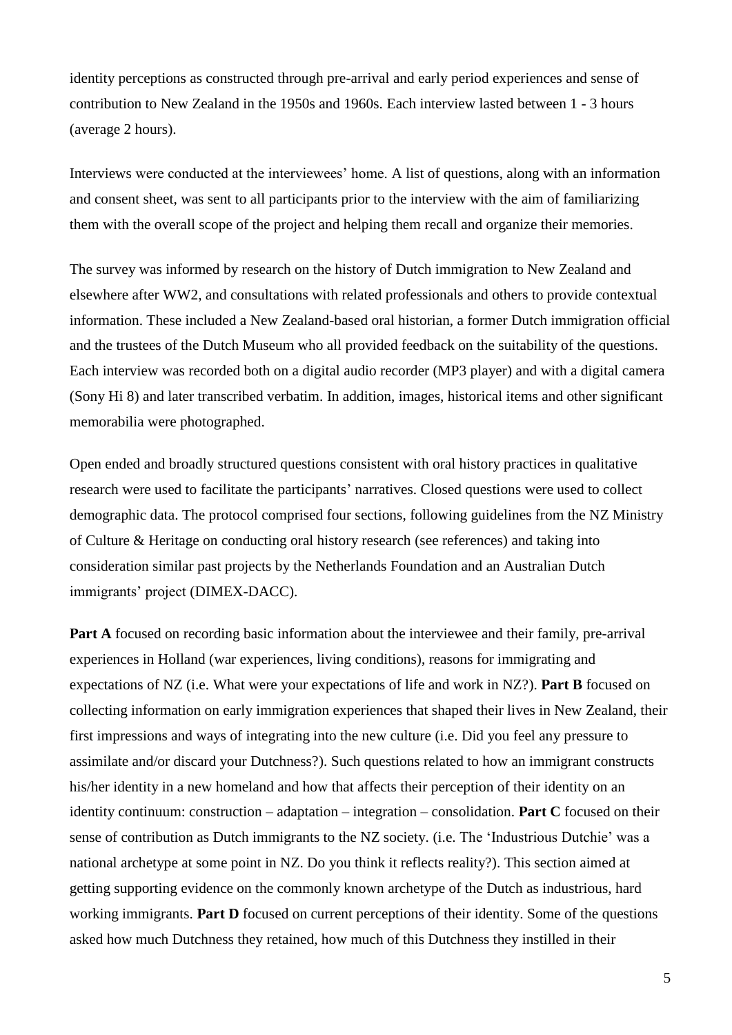identity perceptions as constructed through pre-arrival and early period experiences and sense of contribution to New Zealand in the 1950s and 1960s. Each interview lasted between 1 - 3 hours (average 2 hours).

Interviews were conducted at the interviewees' home. A list of questions, along with an information and consent sheet, was sent to all participants prior to the interview with the aim of familiarizing them with the overall scope of the project and helping them recall and organize their memories.

The survey was informed by research on the history of Dutch immigration to New Zealand and elsewhere after WW2, and consultations with related professionals and others to provide contextual information. These included a New Zealand-based oral historian, a former Dutch immigration official and the trustees of the Dutch Museum who all provided feedback on the suitability of the questions. Each interview was recorded both on a digital audio recorder (MP3 player) and with a digital camera (Sony Hi 8) and later transcribed verbatim. In addition, images, historical items and other significant memorabilia were photographed.

Open ended and broadly structured questions consistent with oral history practices in qualitative research were used to facilitate the participants' narratives. Closed questions were used to collect demographic data. The protocol comprised four sections, following guidelines from the NZ Ministry of Culture & Heritage on conducting oral history research (see references) and taking into consideration similar past projects by the Netherlands Foundation and an Australian Dutch immigrants' project (DIMEX-DACC).

**Part A** focused on recording basic information about the interviewee and their family, pre-arrival experiences in Holland (war experiences, living conditions), reasons for immigrating and expectations of NZ (i.e. What were your expectations of life and work in NZ?). **Part B** focused on collecting information on early immigration experiences that shaped their lives in New Zealand, their first impressions and ways of integrating into the new culture (i.e. Did you feel any pressure to assimilate and/or discard your Dutchness?). Such questions related to how an immigrant constructs his/her identity in a new homeland and how that affects their perception of their identity on an identity continuum: construction – adaptation – integration – consolidation. **Part C** focused on their sense of contribution as Dutch immigrants to the NZ society. (i.e. The 'Industrious Dutchie' was a national archetype at some point in NZ. Do you think it reflects reality?). This section aimed at getting supporting evidence on the commonly known archetype of the Dutch as industrious, hard working immigrants. **Part D** focused on current perceptions of their identity. Some of the questions asked how much Dutchness they retained, how much of this Dutchness they instilled in their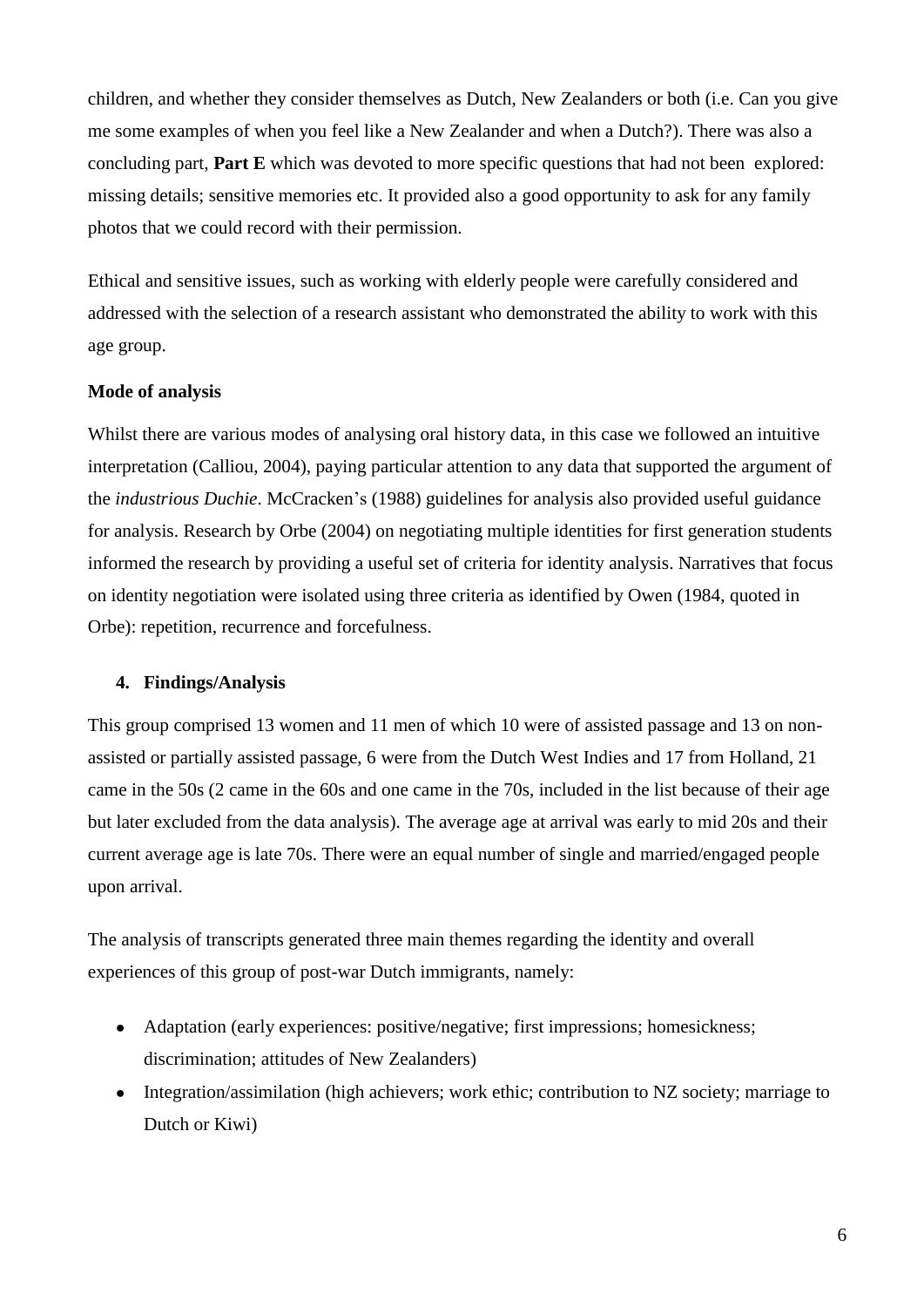children, and whether they consider themselves as Dutch, New Zealanders or both (i.e. Can you give me some examples of when you feel like a New Zealander and when a Dutch?). There was also a concluding part, **Part E** which was devoted to more specific questions that had not been explored: missing details; sensitive memories etc. It provided also a good opportunity to ask for any family photos that we could record with their permission.

Ethical and sensitive issues, such as working with elderly people were carefully considered and addressed with the selection of a research assistant who demonstrated the ability to work with this age group.

**Mode of analysis**

Whilst there are various modes of analysing oral history data, in this case we followed an intuitive interpretation (Calliou, 2004), paying particular attention to any data that supported the argument of the *industrious Duchie*. McCracken's (1988) guidelines for analysis also provided useful guidance for analysis. Research by Orbe (2004) on negotiating multiple identities for first generation students informed the research by providing a useful set of criteria for identity analysis. Narratives that focus on identity negotiation were isolated using three criteria as identified by Owen (1984, quoted in Orbe): repetition, recurrence and forcefulness.

## 4. Findings/Analysis

This group comprised 13 women and 11 men of which 10 were of assisted passage and 13 on non-assisted or partially assisted passage, 6 were from the Dutch West Indies and 17 from Holland, 21 came in the 50s (2 came in the 60s and one came in the 70s, included in the list because of their age but later excluded from the data analysis). The average age at arrival was early to mid 20s and their current average age is late 70s. There were an equal number of single and married/engaged people upon arrival.

The analysis of transcripts generated three main themes regarding the identity and overall experiences of this group of post-war Dutch immigrants, namely:

- Adaptation (early experiences: positive/negative; first impressions; homesickness; discrimination; attitudes of New Zealanders)
- Integration/assimilation (high achievers; work ethic; contribution to NZ society; marriage to Dutch or Kiwi)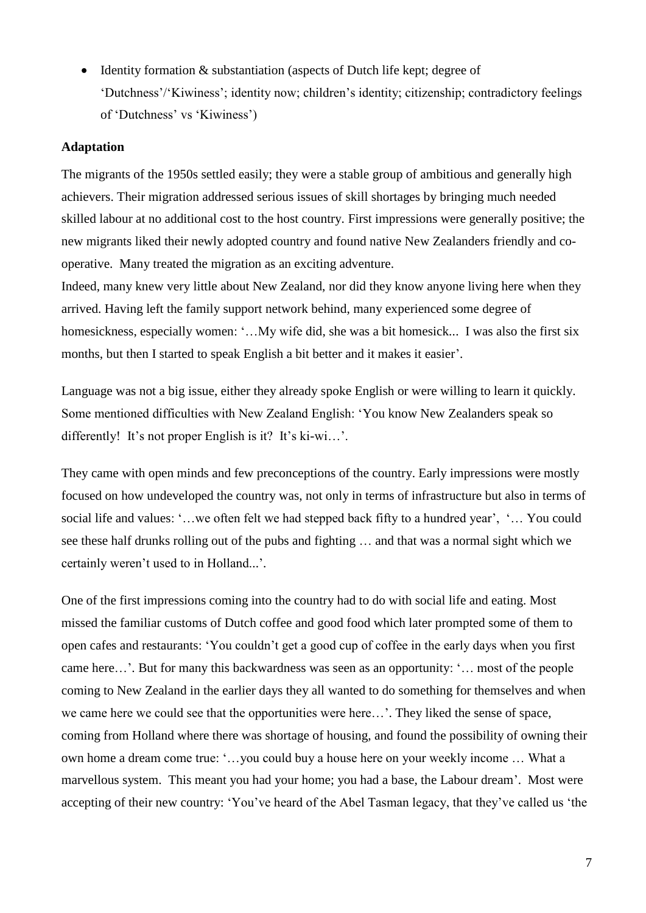- Identity formation & substantiation (aspects of Dutch life kept; degree of 'Dutchness'/'Kiwiness'; identity now; children's identity; citizenship; contradictory feelings of 'Dutchness' vs 'Kiwiness')

**Adaptation**

The migrants of the 1950s settled easily; they were a stable group of ambitious and generally high achievers. Their migration addressed serious issues of skill shortages by bringing much needed skilled labour at no additional cost to the host country. First impressions were generally positive; the new migrants liked their newly adopted country and found native New Zealanders friendly and co-operative. Many treated the migration as an exciting adventure.

Indeed, many knew very little about New Zealand, nor did they know anyone living here when they arrived. Having left the family support network behind, many experienced some degree of homesickness, especially women: '…My wife did, she was a bit homesick... I was also the first six months, but then I started to speak English a bit better and it makes it easier'.

Language was not a big issue, either they already spoke English or were willing to learn it quickly. Some mentioned difficulties with New Zealand English: 'You know New Zealanders speak so differently! It's not proper English is it? It's ki-wi…'.

They came with open minds and few preconceptions of the country. Early impressions were mostly focused on how undeveloped the country was, not only in terms of infrastructure but also in terms of social life and values: '…we often felt we had stepped back fifty to a hundred year', '… You could see these half drunks rolling out of the pubs and fighting … and that was a normal sight which we certainly weren't used to in Holland...'.

One of the first impressions coming into the country had to do with social life and eating. Most missed the familiar customs of Dutch coffee and good food which later prompted some of them to open cafes and restaurants: 'You couldn't get a good cup of coffee in the early days when you first came here…'. But for many this backwardness was seen as an opportunity: '… most of the people coming to New Zealand in the earlier days they all wanted to do something for themselves and when we came here we could see that the opportunities were here…'. They liked the sense of space, coming from Holland where there was shortage of housing, and found the possibility of owning their own home a dream come true: '…you could buy a house here on your weekly income … What a marvellous system. This meant you had your home; you had a base, the Labour dream'. Most were accepting of their new country: 'You've heard of the Abel Tasman legacy, that they've called us 'the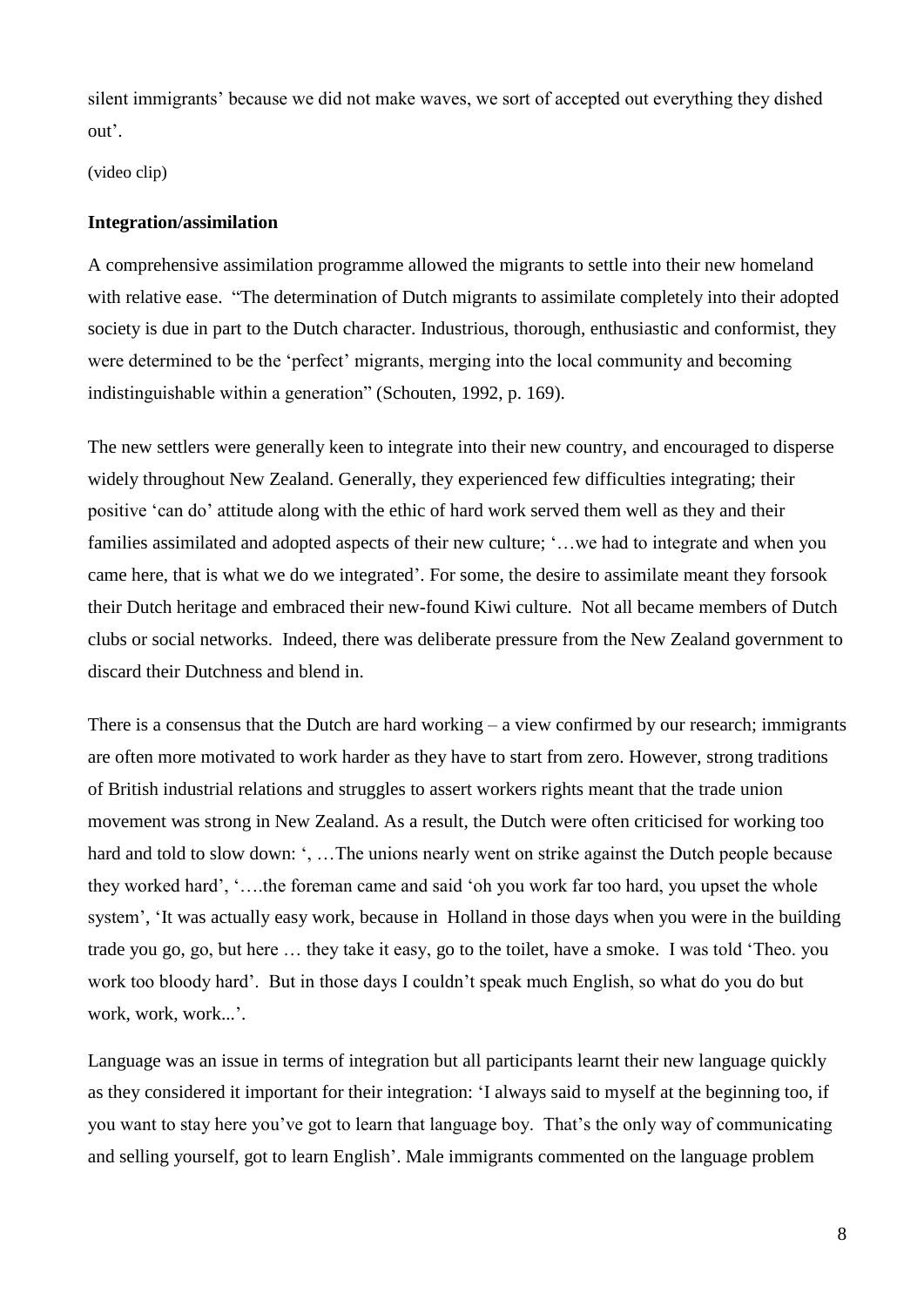silent immigrants' because we did not make waves, we sort of accepted out everything they dished out'.

(video clip)

**Integration/assimilation**

A comprehensive assimilation programme allowed the migrants to settle into their new homeland with relative ease. "The determination of Dutch migrants to assimilate completely into their adopted society is due in part to the Dutch character. Industrious, thorough, enthusiastic and conformist, they were determined to be the 'perfect' migrants, merging into the local community and becoming indistinguishable within a generation" (Schouten, 1992, p. 169).

The new settlers were generally keen to integrate into their new country, and encouraged to disperse widely throughout New Zealand. Generally, they experienced few difficulties integrating; their positive 'can do' attitude along with the ethic of hard work served them well as they and their families assimilated and adopted aspects of their new culture; '…we had to integrate and when you came here, that is what we do we integrated'. For some, the desire to assimilate meant they forsook their Dutch heritage and embraced their new-found Kiwi culture. Not all became members of Dutch clubs or social networks. Indeed, there was deliberate pressure from the New Zealand government to discard their Dutchness and blend in.

There is a consensus that the Dutch are hard working – a view confirmed by our research; immigrants are often more motivated to work harder as they have to start from zero. However, strong traditions of British industrial relations and struggles to assert workers rights meant that the trade union movement was strong in New Zealand. As a result, the Dutch were often criticised for working too hard and told to slow down: ', …The unions nearly went on strike against the Dutch people because they worked hard', '….the foreman came and said 'oh you work far too hard, you upset the whole system', 'It was actually easy work, because in Holland in those days when you were in the building trade you go, go, but here … they take it easy, go to the toilet, have a smoke. I was told 'Theo. you work too bloody hard'. But in those days I couldn't speak much English, so what do you do but work, work, work...'.

Language was an issue in terms of integration but all participants learnt their new language quickly as they considered it important for their integration: 'I always said to myself at the beginning too, if you want to stay here you've got to learn that language boy. That's the only way of communicating and selling yourself, got to learn English'. Male immigrants commented on the language problem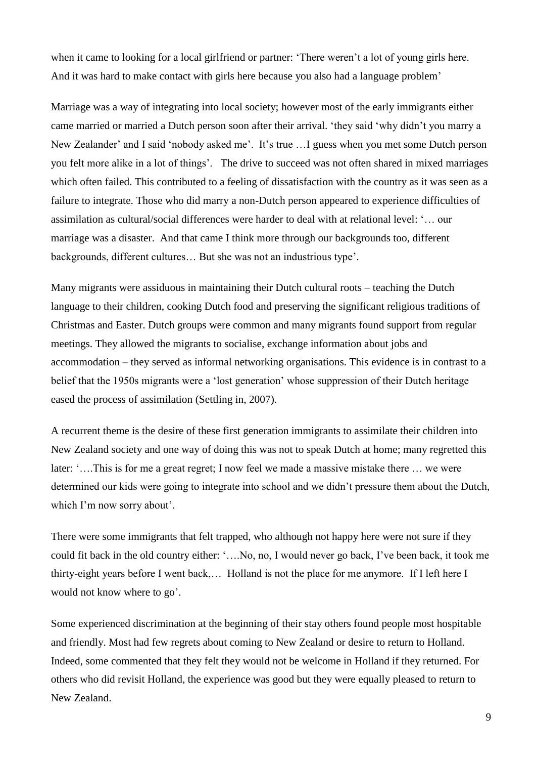when it came to looking for a local girlfriend or partner: 'There weren't a lot of young girls here. And it was hard to make contact with girls here because you also had a language problem'

Marriage was a way of integrating into local society; however most of the early immigrants either came married or married a Dutch person soon after their arrival. 'they said 'why didn't you marry a New Zealander' and I said 'nobody asked me'. It's true …I guess when you met some Dutch person you felt more alike in a lot of things'. The drive to succeed was not often shared in mixed marriages which often failed. This contributed to a feeling of dissatisfaction with the country as it was seen as a failure to integrate. Those who did marry a non-Dutch person appeared to experience difficulties of assimilation as cultural/social differences were harder to deal with at relational level: '… our marriage was a disaster. And that came I think more through our backgrounds too, different backgrounds, different cultures… But she was not an industrious type'.

Many migrants were assiduous in maintaining their Dutch cultural roots – teaching the Dutch language to their children, cooking Dutch food and preserving the significant religious traditions of Christmas and Easter. Dutch groups were common and many migrants found support from regular meetings. They allowed the migrants to socialise, exchange information about jobs and accommodation – they served as informal networking organisations. This evidence is in contrast to a belief that the 1950s migrants were a 'lost generation' whose suppression of their Dutch heritage eased the process of assimilation (Settling in, 2007).

A recurrent theme is the desire of these first generation immigrants to assimilate their children into New Zealand society and one way of doing this was not to speak Dutch at home; many regretted this later: '….This is for me a great regret; I now feel we made a massive mistake there … we were determined our kids were going to integrate into school and we didn't pressure them about the Dutch, which I'm now sorry about'.

There were some immigrants that felt trapped, who although not happy here were not sure if they could fit back in the old country either: '….No, no, I would never go back, I've been back, it took me thirty-eight years before I went back,… Holland is not the place for me anymore. If I left here I would not know where to go'.

Some experienced discrimination at the beginning of their stay others found people most hospitable and friendly. Most had few regrets about coming to New Zealand or desire to return to Holland. Indeed, some commented that they felt they would not be welcome in Holland if they returned. For others who did revisit Holland, the experience was good but they were equally pleased to return to New Zealand.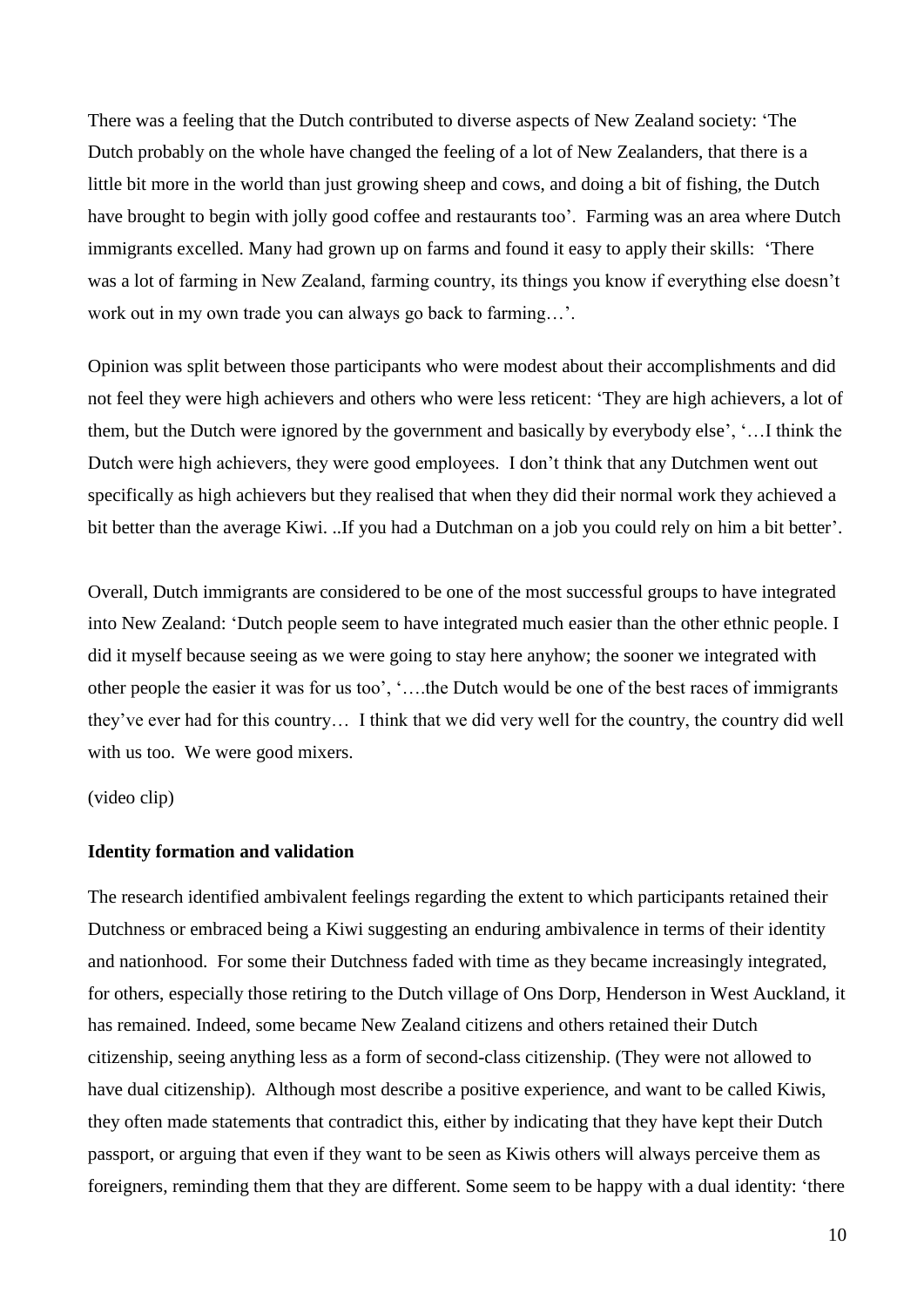There was a feeling that the Dutch contributed to diverse aspects of New Zealand society: 'The Dutch probably on the whole have changed the feeling of a lot of New Zealanders, that there is a little bit more in the world than just growing sheep and cows, and doing a bit of fishing, the Dutch have brought to begin with jolly good coffee and restaurants too'. Farming was an area where Dutch immigrants excelled. Many had grown up on farms and found it easy to apply their skills: 'There was a lot of farming in New Zealand, farming country, its things you know if everything else doesn't work out in my own trade you can always go back to farming…'.

Opinion was split between those participants who were modest about their accomplishments and did not feel they were high achievers and others who were less reticent: 'They are high achievers, a lot of them, but the Dutch were ignored by the government and basically by everybody else', '…I think the Dutch were high achievers, they were good employees. I don't think that any Dutchmen went out specifically as high achievers but they realised that when they did their normal work they achieved a bit better than the average Kiwi. ..If you had a Dutchman on a job you could rely on him a bit better'.

Overall, Dutch immigrants are considered to be one of the most successful groups to have integrated into New Zealand: 'Dutch people seem to have integrated much easier than the other ethnic people. I did it myself because seeing as we were going to stay here anyhow; the sooner we integrated with other people the easier it was for us too', '….the Dutch would be one of the best races of immigrants they've ever had for this country… I think that we did very well for the country, the country did well with us too. We were good mixers.

(video clip)

**Identity formation and validation**

The research identified ambivalent feelings regarding the extent to which participants retained their Dutchness or embraced being a Kiwi suggesting an enduring ambivalence in terms of their identity and nationhood. For some their Dutchness faded with time as they became increasingly integrated, for others, especially those retiring to the Dutch village of Ons Dorp, Henderson in West Auckland, it has remained. Indeed, some became New Zealand citizens and others retained their Dutch citizenship, seeing anything less as a form of second-class citizenship. (They were not allowed to have dual citizenship). Although most describe a positive experience, and want to be called Kiwis, they often made statements that contradict this, either by indicating that they have kept their Dutch passport, or arguing that even if they want to be seen as Kiwis others will always perceive them as foreigners, reminding them that they are different. Some seem to be happy with a dual identity: 'there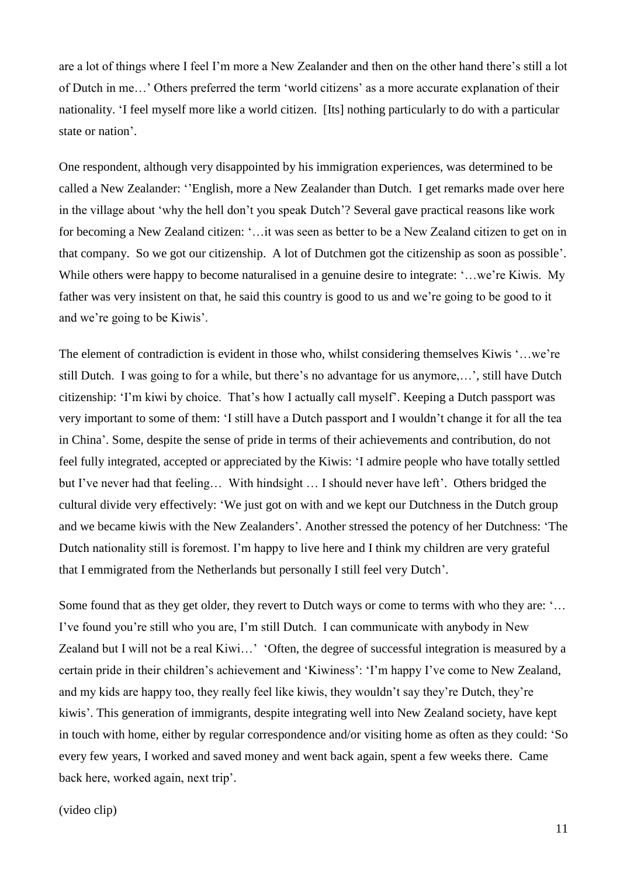are a lot of things where I feel I'm more a New Zealander and then on the other hand there's still a lot of Dutch in me…' Others preferred the term 'world citizens' as a more accurate explanation of their nationality. 'I feel myself more like a world citizen. [Its] nothing particularly to do with a particular state or nation'.

One respondent, although very disappointed by his immigration experiences, was determined to be called a New Zealander: ''English, more a New Zealander than Dutch. I get remarks made over here in the village about 'why the hell don't you speak Dutch'? Several gave practical reasons like work for becoming a New Zealand citizen: '…it was seen as better to be a New Zealand citizen to get on in that company. So we got our citizenship. A lot of Dutchmen got the citizenship as soon as possible'. While others were happy to become naturalised in a genuine desire to integrate: '…we're Kiwis. My father was very insistent on that, he said this country is good to us and we're going to be good to it and we're going to be Kiwis'.

The element of contradiction is evident in those who, whilst considering themselves Kiwis '…we're still Dutch. I was going to for a while, but there's no advantage for us anymore,…', still have Dutch citizenship: 'I'm kiwi by choice. That's how I actually call myself'. Keeping a Dutch passport was very important to some of them: 'I still have a Dutch passport and I wouldn't change it for all the tea in China'. Some, despite the sense of pride in terms of their achievements and contribution, do not feel fully integrated, accepted or appreciated by the Kiwis: 'I admire people who have totally settled but I've never had that feeling… With hindsight … I should never have left'. Others bridged the cultural divide very effectively: 'We just got on with and we kept our Dutchness in the Dutch group and we became kiwis with the New Zealanders'. Another stressed the potency of her Dutchness: 'The Dutch nationality still is foremost. I'm happy to live here and I think my children are very grateful that I emmigrated from the Netherlands but personally I still feel very Dutch'.

Some found that as they get older, they revert to Dutch ways or come to terms with who they are: '… I've found you're still who you are, I'm still Dutch. I can communicate with anybody in New Zealand but I will not be a real Kiwi…' 'Often, the degree of successful integration is measured by a certain pride in their children's achievement and 'Kiwiness': 'I'm happy I've come to New Zealand, and my kids are happy too, they really feel like kiwis, they wouldn't say they're Dutch, they're kiwis'. This generation of immigrants, despite integrating well into New Zealand society, have kept in touch with home, either by regular correspondence and/or visiting home as often as they could: 'So every few years, I worked and saved money and went back again, spent a few weeks there. Came back here, worked again, next trip'.

(video clip)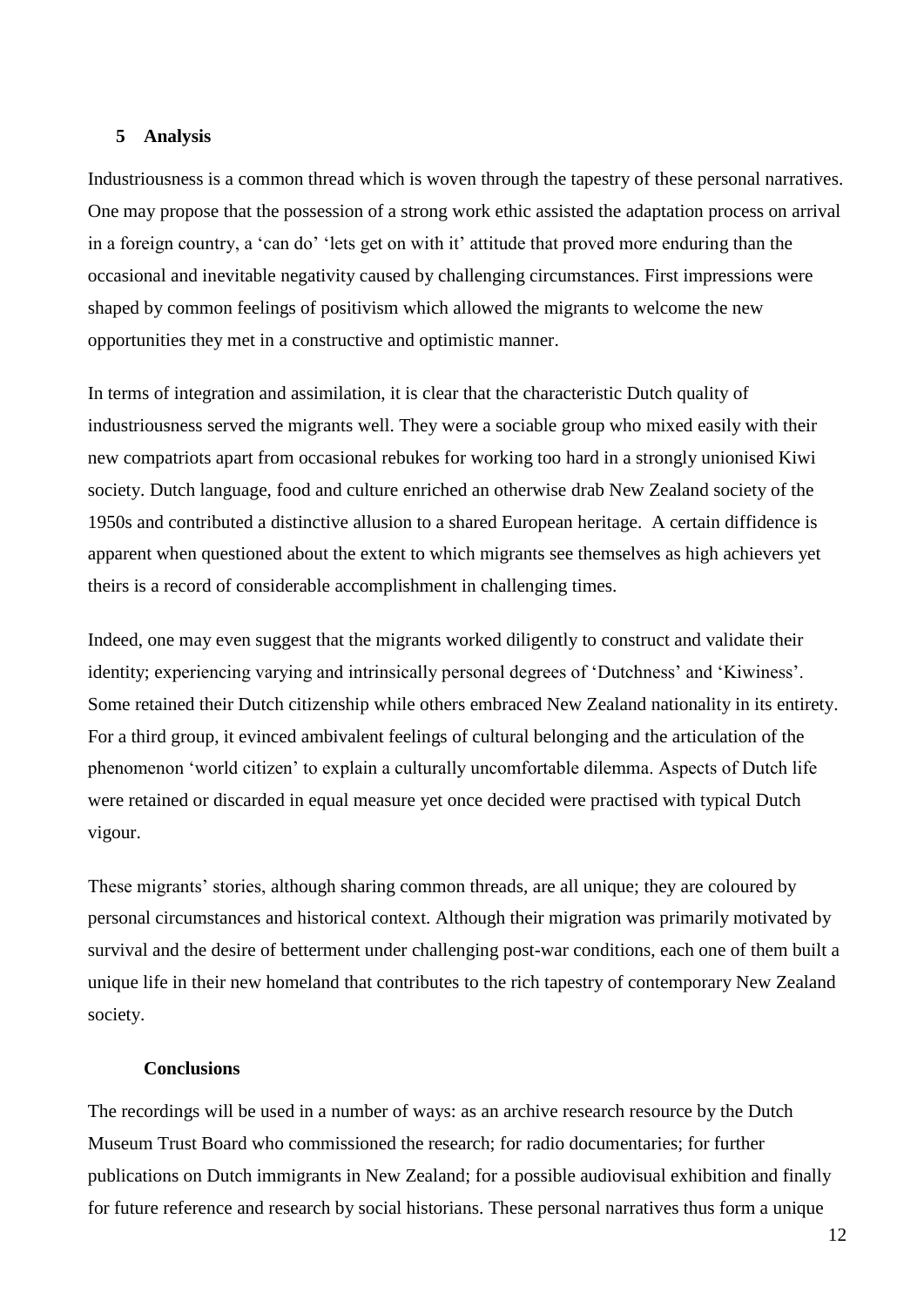## 5 Analysis

Industriousness is a common thread which is woven through the tapestry of these personal narratives. One may propose that the possession of a strong work ethic assisted the adaptation process on arrival in a foreign country, a 'can do' 'lets get on with it' attitude that proved more enduring than the occasional and inevitable negativity caused by challenging circumstances. First impressions were shaped by common feelings of positivism which allowed the migrants to welcome the new opportunities they met in a constructive and optimistic manner.

In terms of integration and assimilation, it is clear that the characteristic Dutch quality of industriousness served the migrants well. They were a sociable group who mixed easily with their new compatriots apart from occasional rebukes for working too hard in a strongly unionised Kiwi society. Dutch language, food and culture enriched an otherwise drab New Zealand society of the 1950s and contributed a distinctive allusion to a shared European heritage. A certain diffidence is apparent when questioned about the extent to which migrants see themselves as high achievers yet theirs is a record of considerable accomplishment in challenging times.

Indeed, one may even suggest that the migrants worked diligently to construct and validate their identity; experiencing varying and intrinsically personal degrees of 'Dutchness' and 'Kiwiness'. Some retained their Dutch citizenship while others embraced New Zealand nationality in its entirety. For a third group, it evinced ambivalent feelings of cultural belonging and the articulation of the phenomenon 'world citizen' to explain a culturally uncomfortable dilemma. Aspects of Dutch life were retained or discarded in equal measure yet once decided were practised with typical Dutch vigour.

These migrants' stories, although sharing common threads, are all unique; they are coloured by personal circumstances and historical context. Although their migration was primarily motivated by survival and the desire of betterment under challenging post-war conditions, each one of them built a unique life in their new homeland that contributes to the rich tapestry of contemporary New Zealand society.

### Conclusions

The recordings will be used in a number of ways: as an archive research resource by the Dutch Museum Trust Board who commissioned the research; for radio documentaries; for further publications on Dutch immigrants in New Zealand; for a possible audiovisual exhibition and finally for future reference and research by social historians. These personal narratives thus form a unique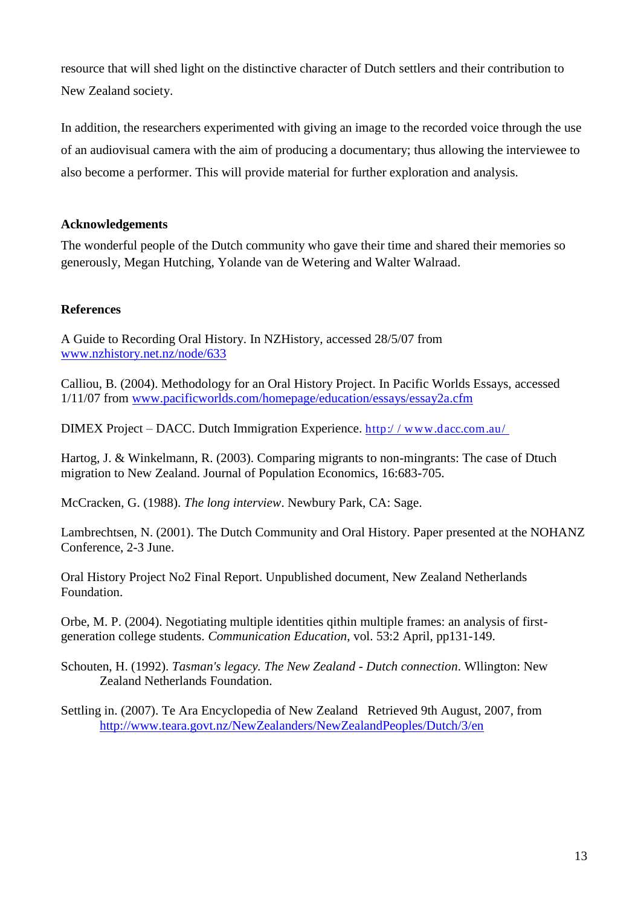resource that will shed light on the distinctive character of Dutch settlers and their contribution to New Zealand society.

In addition, the researchers experimented with giving an image to the recorded voice through the use of an audiovisual camera with the aim of producing a documentary; thus allowing the interviewee to also become a performer. This will provide material for further exploration and analysis.

**Acknowledgements**

The wonderful people of the Dutch community who gave their time and shared their memories so generously, Megan Hutching, Yolande van de Wetering and Walter Walraad.

**References**

A Guide to Recording Oral History. In NZHistory, accessed 28/5/07 from www.nzhistory.net.nz/node/633

Calliou, B. (2004). Methodology for an Oral History Project. In Pacific Worlds Essays, accessed 1/11/07 from www.pacificworlds.com/homepage/education/essays/essay2a.cfm

DIMEX Project – DACC. Dutch Immigration Experience. http:/ / www.dacc.com.au/

Hartog, J. & Winkelmann, R. (2003). Comparing migrants to non-mingrants: The case of Dtuch migration to New Zealand. Journal of Population Economics, 16:683-705.

McCracken, G. (1988). *The long interview*. Newbury Park, CA: Sage.

Lambrechtsen, N. (2001). The Dutch Community and Oral History. Paper presented at the NOHANZ Conference, 2-3 June.

Oral History Project No2 Final Report. Unpublished document, New Zealand Netherlands Foundation.

Orbe, M. P. (2004). Negotiating multiple identities qithin multiple frames: an analysis of first-generation college students. *Communication Education*, vol. 53:2 April, pp131-149.

Schouten, H. (1992). *Tasman's legacy. The New Zealand - Dutch connection*. Wllington: New Zealand Netherlands Foundation.

Settling in. (2007). Te Ara Encyclopedia of New Zealand Retrieved 9th August, 2007, from http://www.teara.govt.nz/NewZealanders/NewZealandPeoples/Dutch/3/en